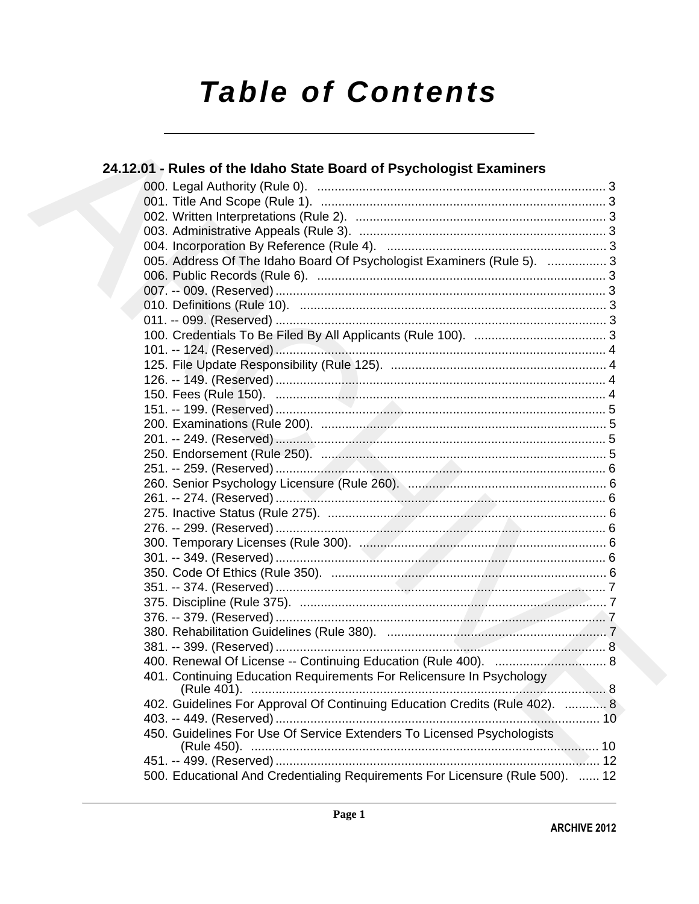# Table of Contents

## 24.12.01 - Rules of the Idaho State Board of Psychologist Examiners

000. Legal Authority (Rule 0). .... 3
001. Title And Scope (Rule 1). .... 3
002. Written Interpretations (Rule 2). .... 3
003. Administrative Appeals (Rule 3). .... 3
004. Incorporation By Reference (Rule 4). .... 3
005. Address Of The Idaho Board Of Psychologist Examiners (Rule 5). .... 3
006. Public Records (Rule 6). .... 3
007. -- 009. (Reserved) .... 3
010. Definitions (Rule 10). .... 3
011. -- 099. (Reserved) .... 3
100. Credentials To Be Filed By All Applicants (Rule 100). .... 3
101. -- 124. (Reserved) .... 4
125. File Update Responsibility (Rule 125). .... 4
126. -- 149. (Reserved) .... 4
150. Fees (Rule 150). .... 4
151. -- 199. (Reserved) .... 5
200. Examinations (Rule 200). .... 5
201. -- 249. (Reserved) .... 5
250. Endorsement (Rule 250). .... 5
251. -- 259. (Reserved) .... 6
260. Senior Psychology Licensure (Rule 260). .... 6
261. -- 274. (Reserved) .... 6
275. Inactive Status (Rule 275). .... 6
276. -- 299. (Reserved) .... 6
300. Temporary Licenses (Rule 300). .... 6
301. -- 349. (Reserved) .... 6
350. Code Of Ethics (Rule 350). .... 6
351. -- 374. (Reserved) .... 7
375. Discipline (Rule 375). .... 7
376. -- 379. (Reserved) .... 7
380. Rehabilitation Guidelines (Rule 380). .... 7
381. -- 399. (Reserved) .... 8
400. Renewal Of License -- Continuing Education (Rule 400). .... 8
401. Continuing Education Requirements For Relicensure In Psychology (Rule 401). .... 8
402. Guidelines For Approval Of Continuing Education Credits (Rule 402). .... 8
403. -- 449. (Reserved) .... 10
450. Guidelines For Use Of Service Extenders To Licensed Psychologists (Rule 450). .... 10
451. -- 499. (Reserved) .... 12
500. Educational And Credentialing Requirements For Licensure (Rule 500). .... 12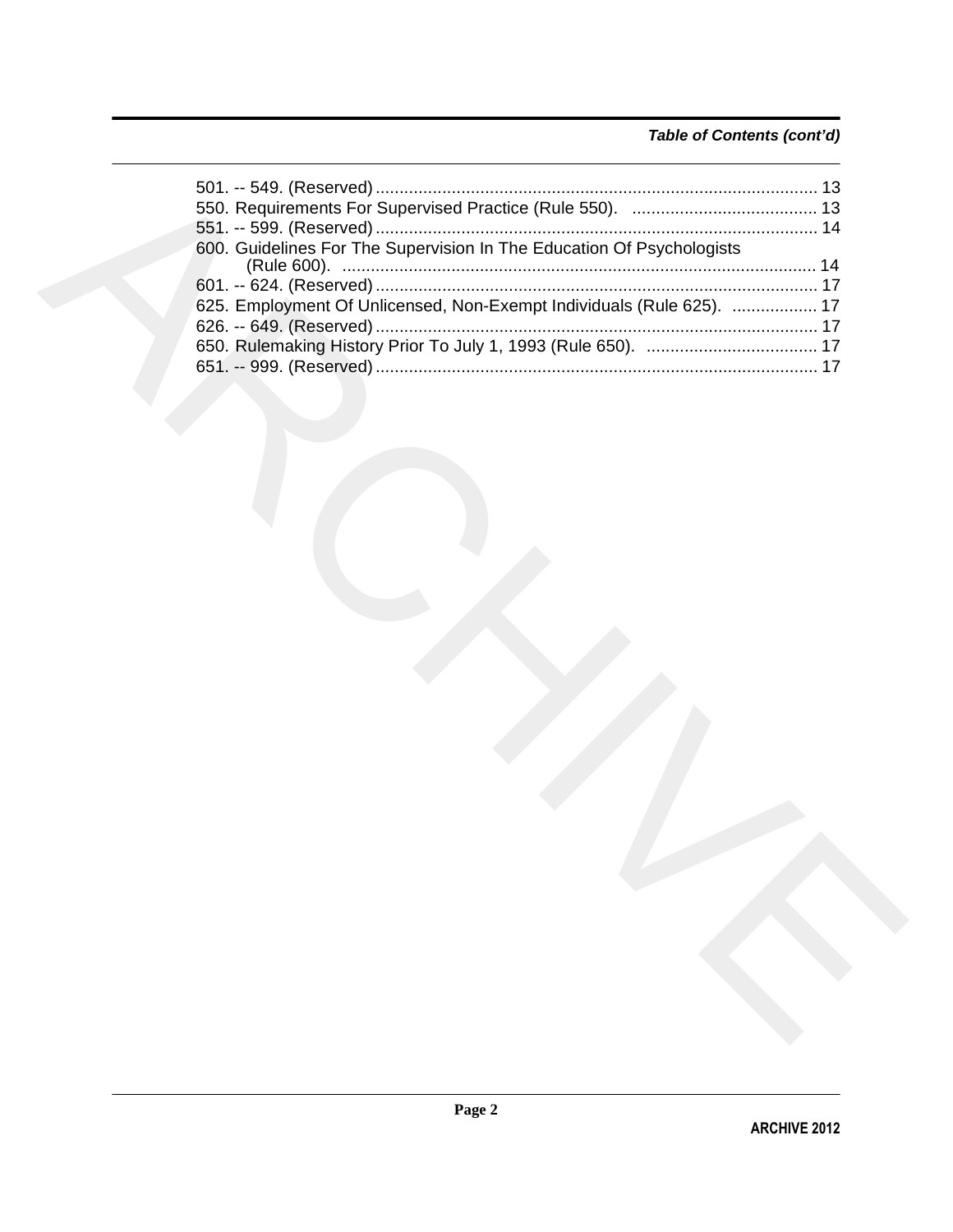*Table of Contents (cont'd)*

501. -- 549. (Reserved) ............................................................................................ 13
550. Requirements For Supervised Practice (Rule 550). ....................................... 13
551. -- 599. (Reserved) ............................................................................................ 14
600. Guidelines For The Supervision In The Education Of Psychologists (Rule 600). ................................................................................................... 14
601. -- 624. (Reserved) ............................................................................................ 17
625. Employment Of Unlicensed, Non-Exempt Individuals (Rule 625). .................. 17
626. -- 649. (Reserved) ............................................................................................ 17
650. Rulemaking History Prior To July 1, 1993 (Rule 650). .................................... 17
651. -- 999. (Reserved) ............................................................................................ 17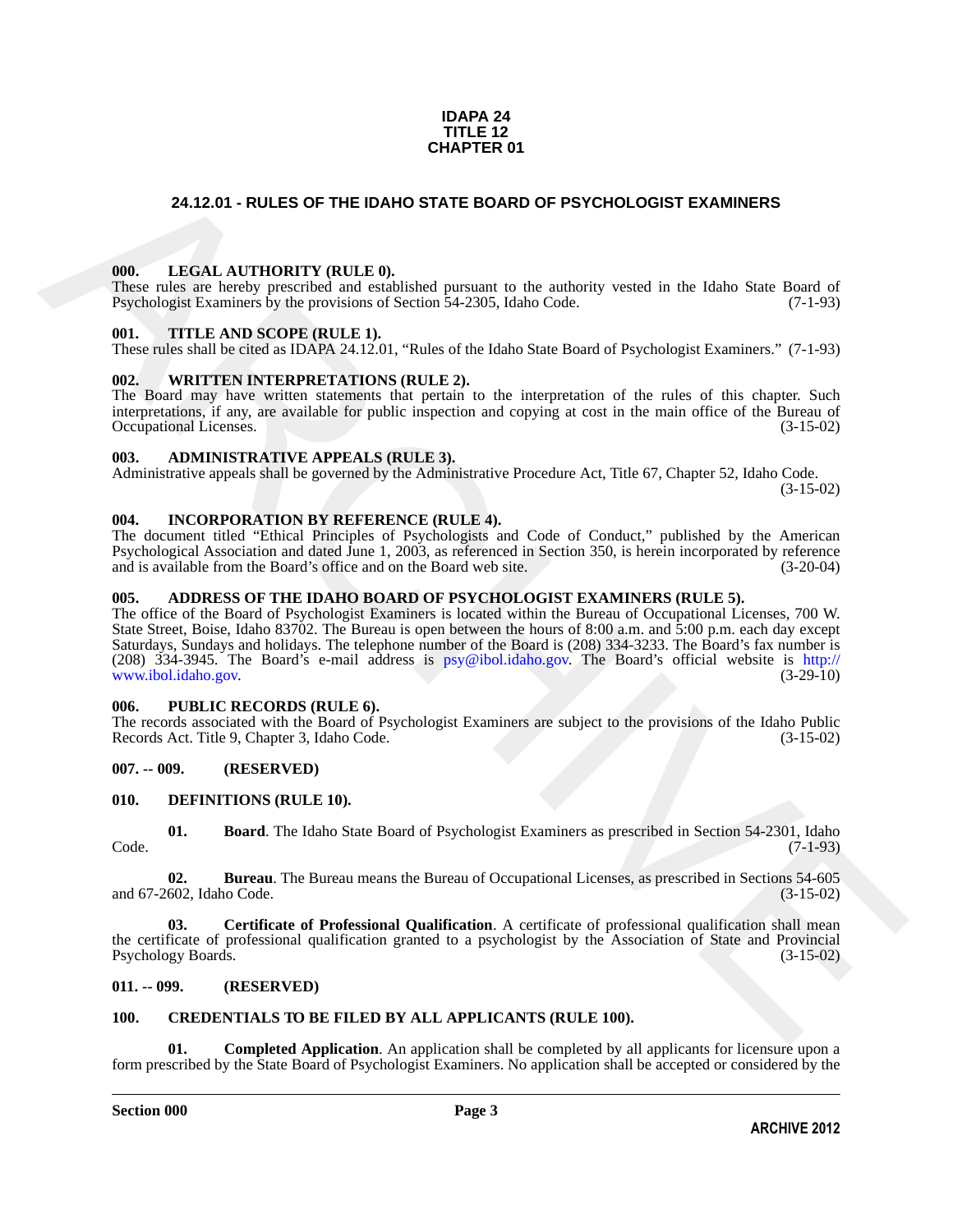**IDAPA 24**
**TITLE 12**
**CHAPTER 01**

# 24.12.01 - RULES OF THE IDAHO STATE BOARD OF PSYCHOLOGIST EXAMINERS

### 000. LEGAL AUTHORITY (RULE 0).

These rules are hereby prescribed and established pursuant to the authority vested in the Idaho State Board of Psychologist Examiners by the provisions of Section 54-2305, Idaho Code. (7-1-93)

### 001. TITLE AND SCOPE (RULE 1).

These rules shall be cited as IDAPA 24.12.01, "Rules of the Idaho State Board of Psychologist Examiners." (7-1-93)

### 002. WRITTEN INTERPRETATIONS (RULE 2).

The Board may have written statements that pertain to the interpretation of the rules of this chapter. Such interpretations, if any, are available for public inspection and copying at cost in the main office of the Bureau of Occupational Licenses. (3-15-02)

### 003. ADMINISTRATIVE APPEALS (RULE 3).

Administrative appeals shall be governed by the Administrative Procedure Act, Title 67, Chapter 52, Idaho Code. (3-15-02)

### 004. INCORPORATION BY REFERENCE (RULE 4).

The document titled "Ethical Principles of Psychologists and Code of Conduct," published by the American Psychological Association and dated June 1, 2003, as referenced in Section 350, is herein incorporated by reference and is available from the Board's office and on the Board web site. (3-20-04)

### 005. ADDRESS OF THE IDAHO BOARD OF PSYCHOLOGIST EXAMINERS (RULE 5).

The office of the Board of Psychologist Examiners is located within the Bureau of Occupational Licenses, 700 W. State Street, Boise, Idaho 83702. The Bureau is open between the hours of 8:00 a.m. and 5:00 p.m. each day except Saturdays, Sundays and holidays. The telephone number of the Board is (208) 334-3233. The Board's fax number is (208) 334-3945. The Board's e-mail address is psy@ibol.idaho.gov. The Board's official website is http://www.ibol.idaho.gov. (3-29-10)

### 006. PUBLIC RECORDS (RULE 6).

The records associated with the Board of Psychologist Examiners are subject to the provisions of the Idaho Public Records Act. Title 9, Chapter 3, Idaho Code. (3-15-02)

### 007. -- 009. (RESERVED)

### 010. DEFINITIONS (RULE 10).

**01. Board**. The Idaho State Board of Psychologist Examiners as prescribed in Section 54-2301, Idaho Code. (7-1-93)

**02. Bureau**. The Bureau means the Bureau of Occupational Licenses, as prescribed in Sections 54-605 and 67-2602, Idaho Code. (3-15-02)

**03. Certificate of Professional Qualification**. A certificate of professional qualification shall mean the certificate of professional qualification granted to a psychologist by the Association of State and Provincial Psychology Boards. (3-15-02)

### 011. -- 099. (RESERVED)

### 100. CREDENTIALS TO BE FILED BY ALL APPLICANTS (RULE 100).

**01. Completed Application**. An application shall be completed by all applicants for licensure upon a form prescribed by the State Board of Psychologist Examiners. No application shall be accepted or considered by the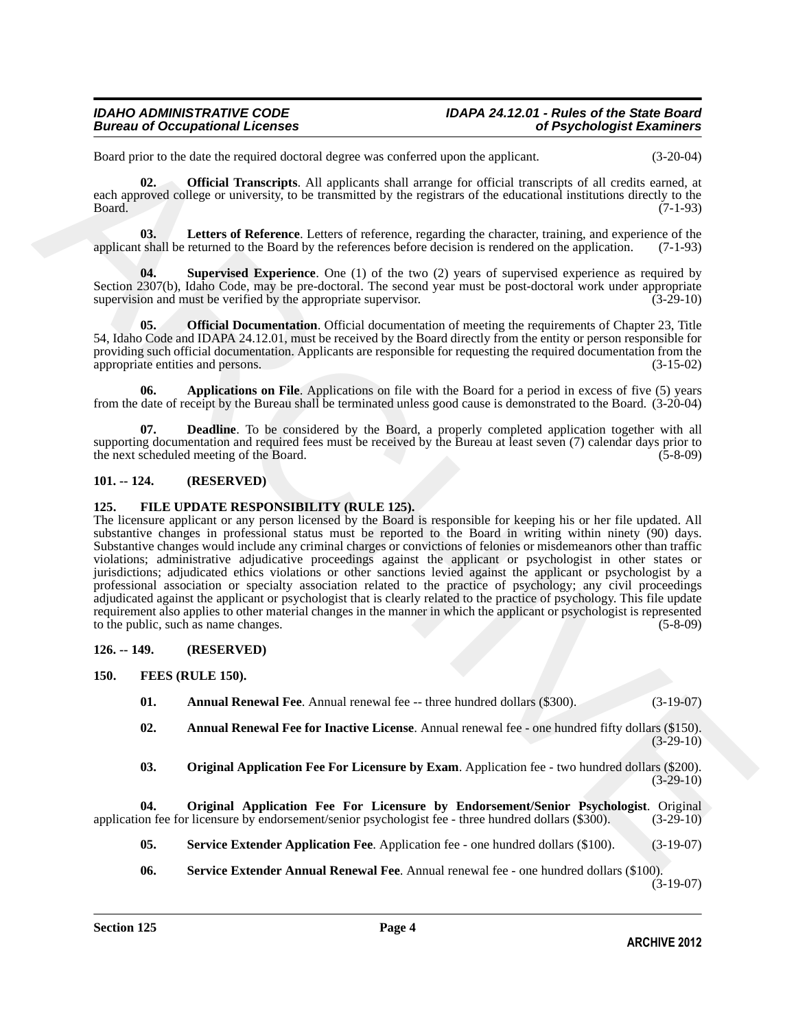Board prior to the date the required doctoral degree was conferred upon the applicant. (3-20-04)

**02. Official Transcripts**. All applicants shall arrange for official transcripts of all credits earned, at each approved college or university, to be transmitted by the registrars of the educational institutions directly to the Board. (7-1-93)

**03. Letters of Reference**. Letters of reference, regarding the character, training, and experience of the applicant shall be returned to the Board by the references before decision is rendered on the application. (7-1-93)

**04. Supervised Experience**. One (1) of the two (2) years of supervised experience as required by Section 2307(b), Idaho Code, may be pre-doctoral. The second year must be post-doctoral work under appropriate supervision and must be verified by the appropriate supervisor. (3-29-10)

**05. Official Documentation**. Official documentation of meeting the requirements of Chapter 23, Title 54, Idaho Code and IDAPA 24.12.01, must be received by the Board directly from the entity or person responsible for providing such official documentation. Applicants are responsible for requesting the required documentation from the appropriate entities and persons. (3-15-02)

**06. Applications on File**. Applications on file with the Board for a period in excess of five (5) years from the date of receipt by the Bureau shall be terminated unless good cause is demonstrated to the Board. (3-20-04)

**07. Deadline**. To be considered by the Board, a properly completed application together with all supporting documentation and required fees must be received by the Bureau at least seven (7) calendar days prior to the next scheduled meeting of the Board. (5-8-09)

## 101. -- 124. (RESERVED)

## 125. FILE UPDATE RESPONSIBILITY (RULE 125).

The licensure applicant or any person licensed by the Board is responsible for keeping his or her file updated. All substantive changes in professional status must be reported to the Board in writing within ninety (90) days. Substantive changes would include any criminal charges or convictions of felonies or misdemeanors other than traffic violations; administrative adjudicative proceedings against the applicant or psychologist in other states or jurisdictions; adjudicated ethics violations or other sanctions levied against the applicant or psychologist by a professional association or specialty association related to the practice of psychology; any civil proceedings adjudicated against the applicant or psychologist that is clearly related to the practice of psychology. This file update requirement also applies to other material changes in the manner in which the applicant or psychologist is represented to the public, such as name changes. (5-8-09)

## 126. -- 149. (RESERVED)

## 150. FEES (RULE 150).

**01. Annual Renewal Fee**. Annual renewal fee -- three hundred dollars ($300). (3-19-07)

**02. Annual Renewal Fee for Inactive License**. Annual renewal fee - one hundred fifty dollars ($150). (3-29-10)

**03. Original Application Fee For Licensure by Exam**. Application fee - two hundred dollars ($200). (3-29-10)

**04. Original Application Fee For Licensure by Endorsement/Senior Psychologist**. Original application fee for licensure by endorsement/senior psychologist fee - three hundred dollars ($300). (3-29-10)

**05. Service Extender Application Fee**. Application fee - one hundred dollars ($100). (3-19-07)

**06. Service Extender Annual Renewal Fee**. Annual renewal fee - one hundred dollars ($100). (3-19-07)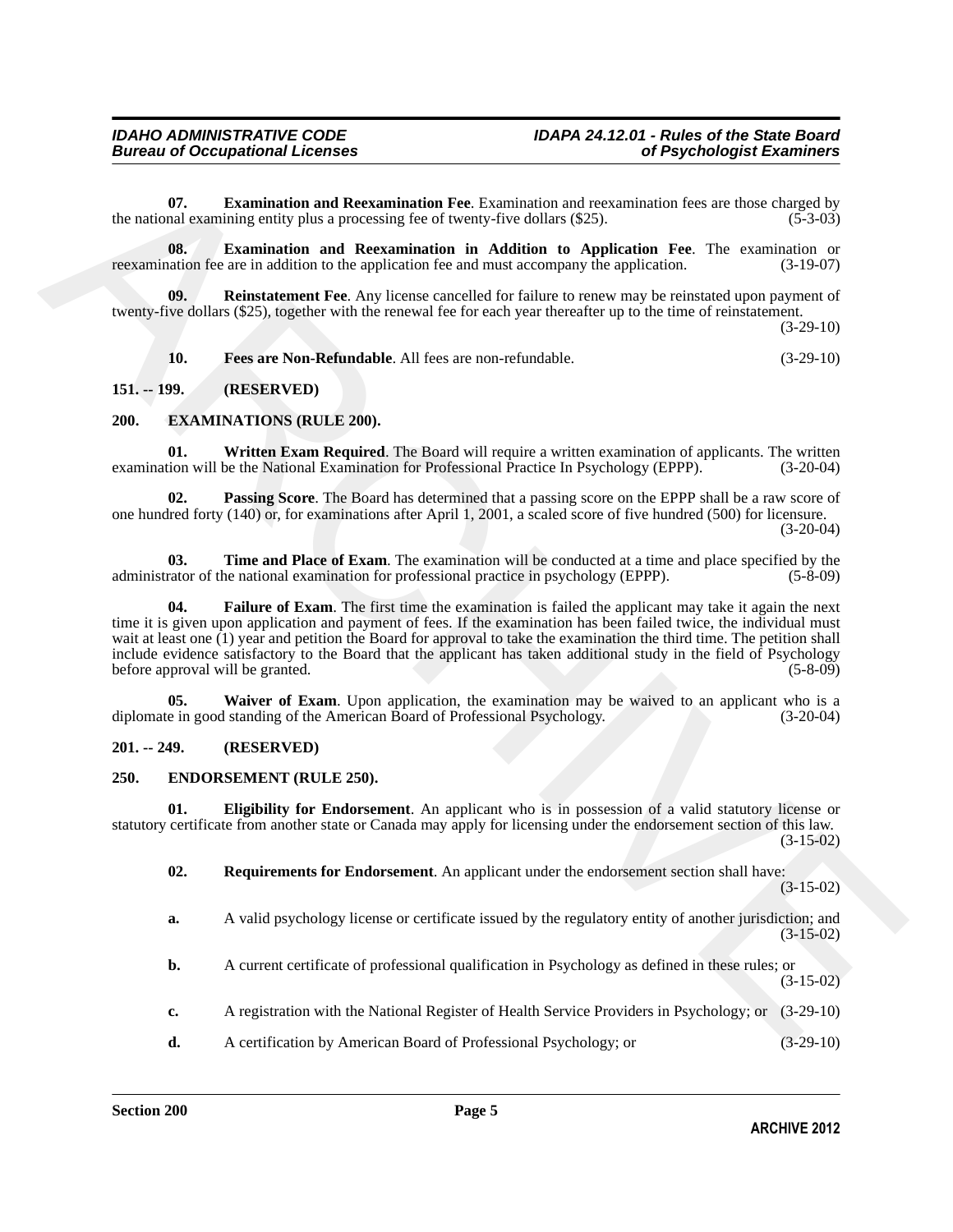**07. Examination and Reexamination Fee**. Examination and reexamination fees are those charged by the national examining entity plus a processing fee of twenty-five dollars ($25). (5-3-03)

**08. Examination and Reexamination in Addition to Application Fee**. The examination or reexamination fee are in addition to the application fee and must accompany the application. (3-19-07)

**09. Reinstatement Fee**. Any license cancelled for failure to renew may be reinstated upon payment of twenty-five dollars ($25), together with the renewal fee for each year thereafter up to the time of reinstatement. (3-29-10)

**10. Fees are Non-Refundable**. All fees are non-refundable. (3-29-10)

## 151. -- 199. (RESERVED)

## 200. EXAMINATIONS (RULE 200).

**01. Written Exam Required**. The Board will require a written examination of applicants. The written examination will be the National Examination for Professional Practice In Psychology (EPPP). (3-20-04)

**02. Passing Score**. The Board has determined that a passing score on the EPPP shall be a raw score of one hundred forty (140) or, for examinations after April 1, 2001, a scaled score of five hundred (500) for licensure. (3-20-04)

**03. Time and Place of Exam**. The examination will be conducted at a time and place specified by the administrator of the national examination for professional practice in psychology (EPPP). (5-8-09)

**04. Failure of Exam**. The first time the examination is failed the applicant may take it again the next time it is given upon application and payment of fees. If the examination has been failed twice, the individual must wait at least one (1) year and petition the Board for approval to take the examination the third time. The petition shall include evidence satisfactory to the Board that the applicant has taken additional study in the field of Psychology before approval will be granted. (5-8-09)

**05. Waiver of Exam**. Upon application, the examination may be waived to an applicant who is a diplomate in good standing of the American Board of Professional Psychology. (3-20-04)

## 201. -- 249. (RESERVED)

## 250. ENDORSEMENT (RULE 250).

**01. Eligibility for Endorsement**. An applicant who is in possession of a valid statutory license or statutory certificate from another state or Canada may apply for licensing under the endorsement section of this law. (3-15-02)

**02. Requirements for Endorsement**. An applicant under the endorsement section shall have: (3-15-02)

**a.** A valid psychology license or certificate issued by the regulatory entity of another jurisdiction; and (3-15-02)

**b.** A current certificate of professional qualification in Psychology as defined in these rules; or (3-15-02)

**c.** A registration with the National Register of Health Service Providers in Psychology; or (3-29-10)

**d.** A certification by American Board of Professional Psychology; or (3-29-10)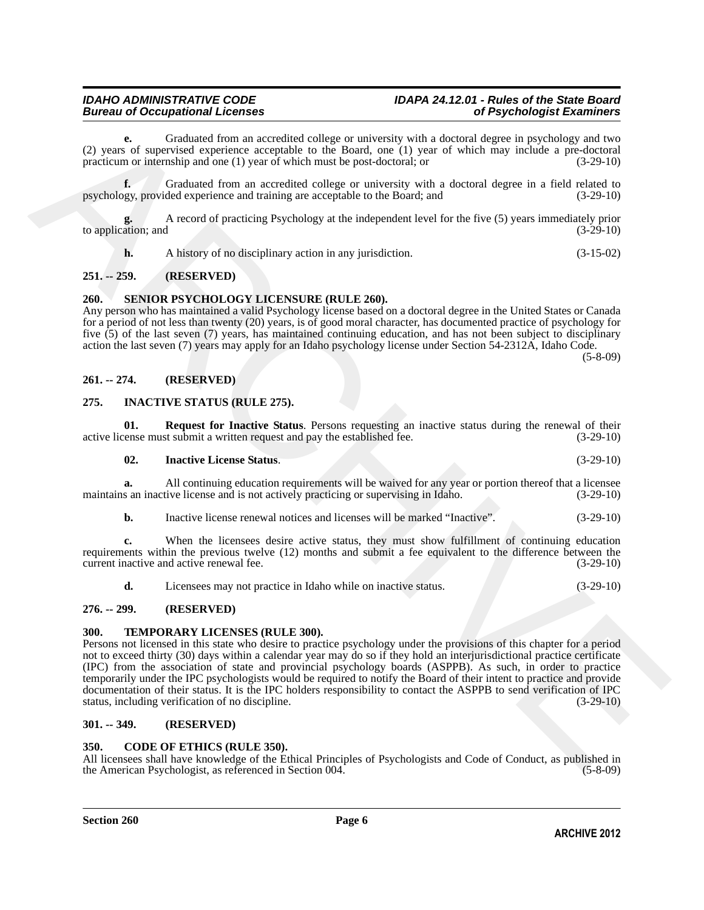**e.** Graduated from an accredited college or university with a doctoral degree in psychology and two (2) years of supervised experience acceptable to the Board, one (1) year of which may include a pre-doctoral practicum or internship and one (1) year of which must be post-doctoral; or (3-29-10)

**f.** Graduated from an accredited college or university with a doctoral degree in a field related to psychology, provided experience and training are acceptable to the Board; and (3-29-10)

**g.** A record of practicing Psychology at the independent level for the five (5) years immediately prior to application; and (3-29-10)

**h.** A history of no disciplinary action in any jurisdiction. (3-15-02)

## 251. -- 259. (RESERVED)

## 260. SENIOR PSYCHOLOGY LICENSURE (RULE 260).

Any person who has maintained a valid Psychology license based on a doctoral degree in the United States or Canada for a period of not less than twenty (20) years, is of good moral character, has documented practice of psychology for five (5) of the last seven (7) years, has maintained continuing education, and has not been subject to disciplinary action the last seven (7) years may apply for an Idaho psychology license under Section 54-2312A, Idaho Code. (5-8-09)

## 261. -- 274. (RESERVED)

## 275. INACTIVE STATUS (RULE 275).

**01. Request for Inactive Status**. Persons requesting an inactive status during the renewal of their active license must submit a written request and pay the established fee. (3-29-10)

**02. Inactive License Status**. (3-29-10)

**a.** All continuing education requirements will be waived for any year or portion thereof that a licensee maintains an inactive license and is not actively practicing or supervising in Idaho. (3-29-10)

**b.** Inactive license renewal notices and licenses will be marked "Inactive". (3-29-10)

**c.** When the licensees desire active status, they must show fulfillment of continuing education requirements within the previous twelve (12) months and submit a fee equivalent to the difference between the current inactive and active renewal fee. (3-29-10)

**d.** Licensees may not practice in Idaho while on inactive status. (3-29-10)

## 276. -- 299. (RESERVED)

## 300. TEMPORARY LICENSES (RULE 300).

Persons not licensed in this state who desire to practice psychology under the provisions of this chapter for a period not to exceed thirty (30) days within a calendar year may do so if they hold an interjurisdictional practice certificate (IPC) from the association of state and provincial psychology boards (ASPPB). As such, in order to practice temporarily under the IPC psychologists would be required to notify the Board of their intent to practice and provide documentation of their status. It is the IPC holders responsibility to contact the ASPPB to send verification of IPC status, including verification of no discipline. (3-29-10)

## 301. -- 349. (RESERVED)

## 350. CODE OF ETHICS (RULE 350).

All licensees shall have knowledge of the Ethical Principles of Psychologists and Code of Conduct, as published in the American Psychologist, as referenced in Section 004. (5-8-09)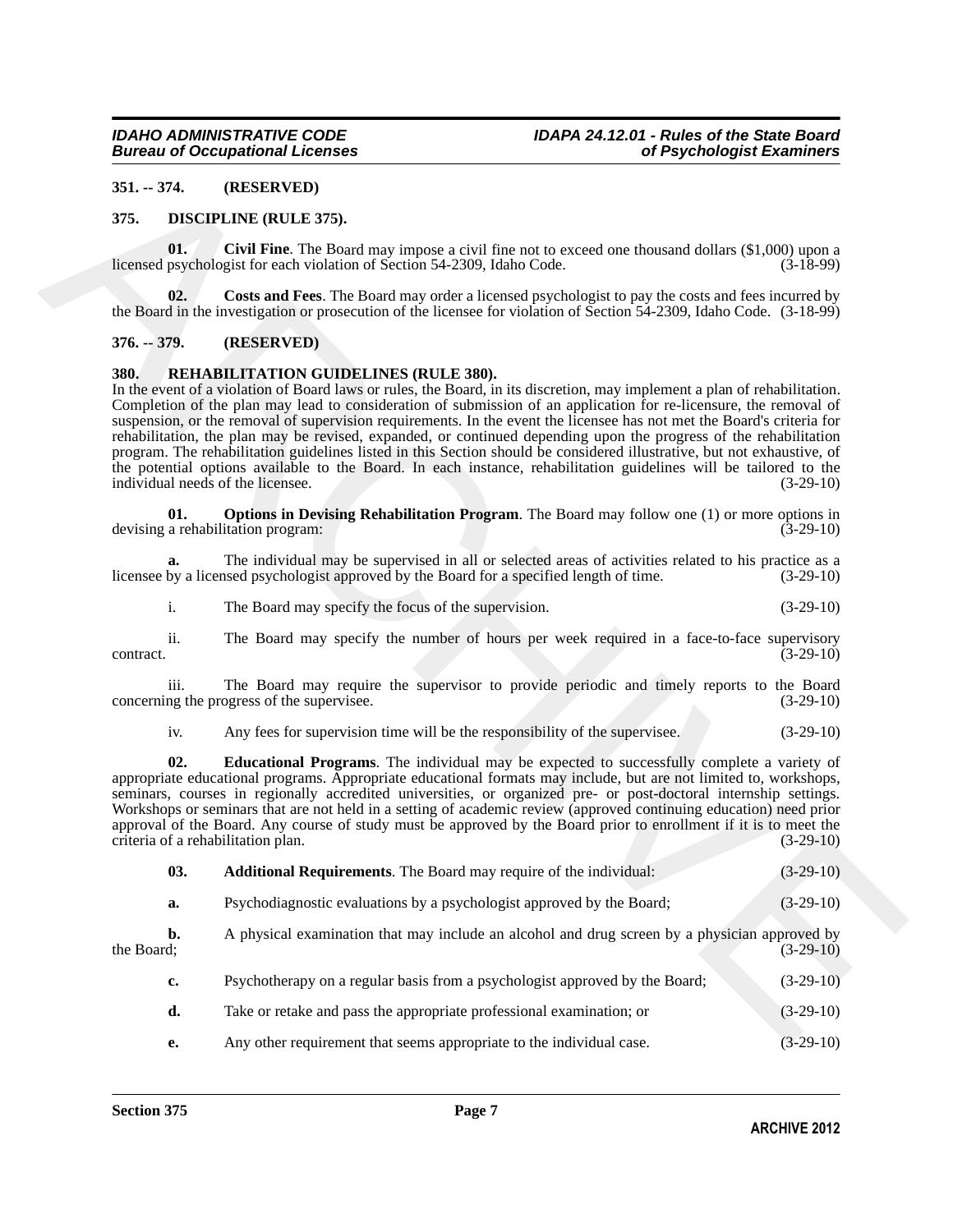## 351. -- 374. (RESERVED)

## 375. DISCIPLINE (RULE 375).

**01. Civil Fine**. The Board may impose a civil fine not to exceed one thousand dollars ($1,000) upon a licensed psychologist for each violation of Section 54-2309, Idaho Code. (3-18-99)

**02. Costs and Fees**. The Board may order a licensed psychologist to pay the costs and fees incurred by the Board in the investigation or prosecution of the licensee for violation of Section 54-2309, Idaho Code. (3-18-99)

## 376. -- 379. (RESERVED)

## 380. REHABILITATION GUIDELINES (RULE 380).

In the event of a violation of Board laws or rules, the Board, in its discretion, may implement a plan of rehabilitation. Completion of the plan may lead to consideration of submission of an application for re-licensure, the removal of suspension, or the removal of supervision requirements. In the event the licensee has not met the Board's criteria for rehabilitation, the plan may be revised, expanded, or continued depending upon the progress of the rehabilitation program. The rehabilitation guidelines listed in this Section should be considered illustrative, but not exhaustive, of the potential options available to the Board. In each instance, rehabilitation guidelines will be tailored to the individual needs of the licensee. (3-29-10)

**01. Options in Devising Rehabilitation Program**. The Board may follow one (1) or more options in devising a rehabilitation program: (3-29-10)

**a.** The individual may be supervised in all or selected areas of activities related to his practice as a licensee by a licensed psychologist approved by the Board for a specified length of time. (3-29-10)

i. The Board may specify the focus of the supervision. (3-29-10)

ii. The Board may specify the number of hours per week required in a face-to-face supervisory contract. (3-29-10)

iii. The Board may require the supervisor to provide periodic and timely reports to the Board concerning the progress of the supervisee. (3-29-10)

iv. Any fees for supervision time will be the responsibility of the supervisee. (3-29-10)

**02. Educational Programs**. The individual may be expected to successfully complete a variety of appropriate educational programs. Appropriate educational formats may include, but are not limited to, workshops, seminars, courses in regionally accredited universities, or organized pre- or post-doctoral internship settings. Workshops or seminars that are not held in a setting of academic review (approved continuing education) need prior approval of the Board. Any course of study must be approved by the Board prior to enrollment if it is to meet the criteria of a rehabilitation plan. (3-29-10)

**03. Additional Requirements**. The Board may require of the individual: (3-29-10)

**a.** Psychodiagnostic evaluations by a psychologist approved by the Board; (3-29-10)

**b.** A physical examination that may include an alcohol and drug screen by a physician approved by the Board; (3-29-10)

**c.** Psychotherapy on a regular basis from a psychologist approved by the Board; (3-29-10)

**d.** Take or retake and pass the appropriate professional examination; or (3-29-10)

**e.** Any other requirement that seems appropriate to the individual case. (3-29-10)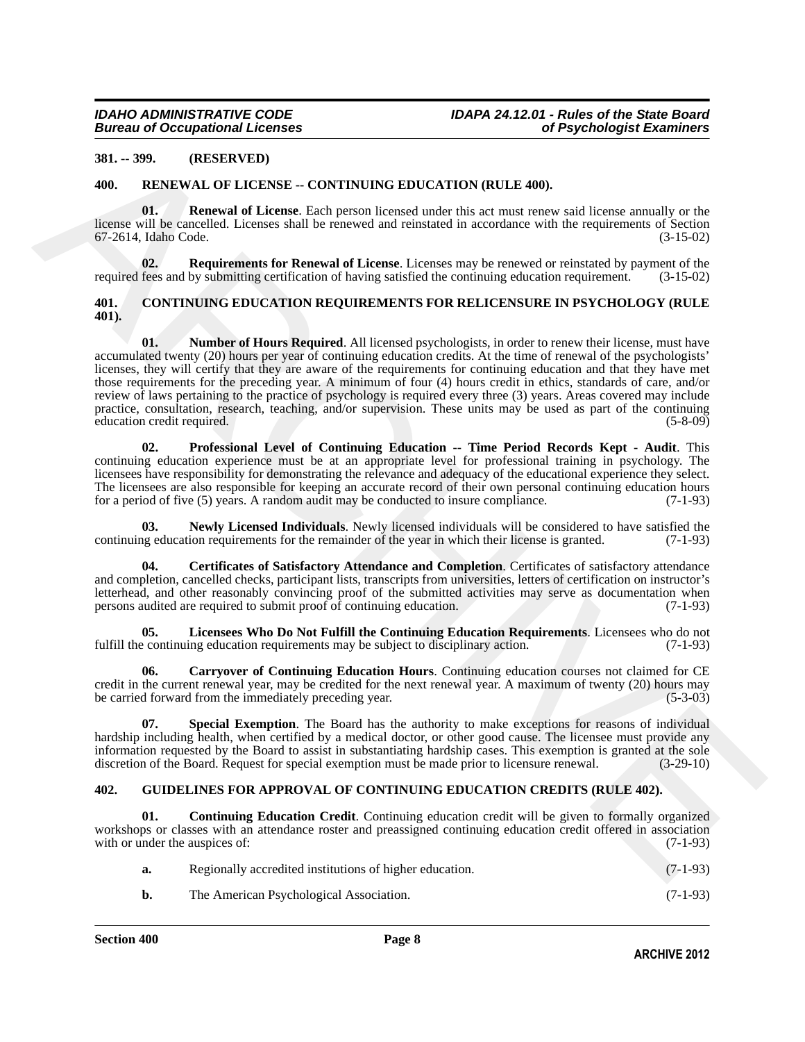## 381. -- 399. (RESERVED)

## 400. RENEWAL OF LICENSE -- CONTINUING EDUCATION (RULE 400).

**01. Renewal of License**. Each person licensed under this act must renew said license annually or the license will be cancelled. Licenses shall be renewed and reinstated in accordance with the requirements of Section 67-2614, Idaho Code. (3-15-02)

**02. Requirements for Renewal of License**. Licenses may be renewed or reinstated by payment of the required fees and by submitting certification of having satisfied the continuing education requirement. (3-15-02)

## 401. CONTINUING EDUCATION REQUIREMENTS FOR RELICENSURE IN PSYCHOLOGY (RULE 401).

**01. Number of Hours Required**. All licensed psychologists, in order to renew their license, must have accumulated twenty (20) hours per year of continuing education credits. At the time of renewal of the psychologists' licenses, they will certify that they are aware of the requirements for continuing education and that they have met those requirements for the preceding year. A minimum of four (4) hours credit in ethics, standards of care, and/or review of laws pertaining to the practice of psychology is required every three (3) years. Areas covered may include practice, consultation, research, teaching, and/or supervision. These units may be used as part of the continuing education credit required. (5-8-09)

**02. Professional Level of Continuing Education -- Time Period Records Kept - Audit**. This continuing education experience must be at an appropriate level for professional training in psychology. The licensees have responsibility for demonstrating the relevance and adequacy of the educational experience they select. The licensees are also responsible for keeping an accurate record of their own personal continuing education hours for a period of five (5) years. A random audit may be conducted to insure compliance. (7-1-93)

**03. Newly Licensed Individuals**. Newly licensed individuals will be considered to have satisfied the continuing education requirements for the remainder of the year in which their license is granted. (7-1-93)

**04. Certificates of Satisfactory Attendance and Completion**. Certificates of satisfactory attendance and completion, cancelled checks, participant lists, transcripts from universities, letters of certification on instructor's letterhead, and other reasonably convincing proof of the submitted activities may serve as documentation when persons audited are required to submit proof of continuing education. (7-1-93)

**05. Licensees Who Do Not Fulfill the Continuing Education Requirements**. Licensees who do not fulfill the continuing education requirements may be subject to disciplinary action. (7-1-93)

**06. Carryover of Continuing Education Hours**. Continuing education courses not claimed for CE credit in the current renewal year, may be credited for the next renewal year. A maximum of twenty (20) hours may be carried forward from the immediately preceding year. (5-3-03)

**07. Special Exemption**. The Board has the authority to make exceptions for reasons of individual hardship including health, when certified by a medical doctor, or other good cause. The licensee must provide any information requested by the Board to assist in substantiating hardship cases. This exemption is granted at the sole discretion of the Board. Request for special exemption must be made prior to licensure renewal. (3-29-10)

## 402. GUIDELINES FOR APPROVAL OF CONTINUING EDUCATION CREDITS (RULE 402).

**01. Continuing Education Credit**. Continuing education credit will be given to formally organized workshops or classes with an attendance roster and preassigned continuing education credit offered in association with or under the auspices of: (7-1-93)

**a.** Regionally accredited institutions of higher education. (7-1-93)

**b.** The American Psychological Association. (7-1-93)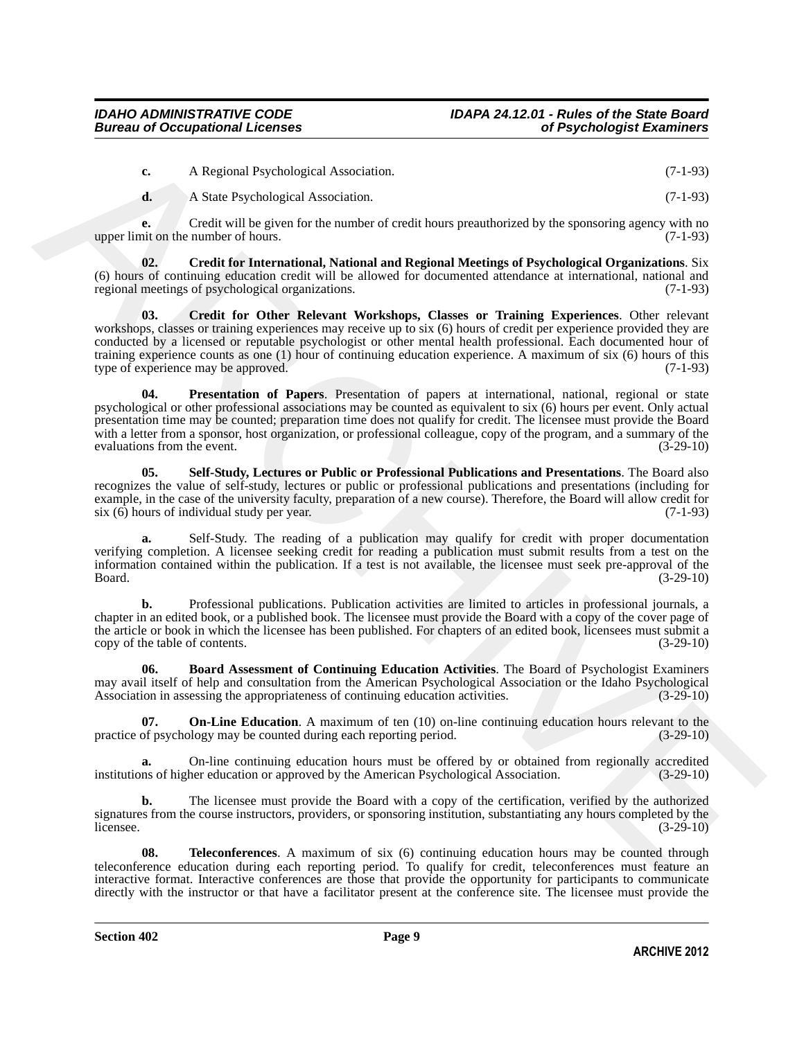**c.** A Regional Psychological Association. (7-1-93)

**d.** A State Psychological Association. (7-1-93)

**e.** Credit will be given for the number of credit hours preauthorized by the sponsoring agency with no upper limit on the number of hours. (7-1-93)

**02. Credit for International, National and Regional Meetings of Psychological Organizations**. Six (6) hours of continuing education credit will be allowed for documented attendance at international, national and regional meetings of psychological organizations. (7-1-93)

**03. Credit for Other Relevant Workshops, Classes or Training Experiences**. Other relevant workshops, classes or training experiences may receive up to six (6) hours of credit per experience provided they are conducted by a licensed or reputable psychologist or other mental health professional. Each documented hour of training experience counts as one (1) hour of continuing education experience. A maximum of six (6) hours of this type of experience may be approved. (7-1-93)

**04. Presentation of Papers**. Presentation of papers at international, national, regional or state psychological or other professional associations may be counted as equivalent to six (6) hours per event. Only actual presentation time may be counted; preparation time does not qualify for credit. The licensee must provide the Board with a letter from a sponsor, host organization, or professional colleague, copy of the program, and a summary of the evaluations from the event. (3-29-10)

**05. Self-Study, Lectures or Public or Professional Publications and Presentations**. The Board also recognizes the value of self-study, lectures or public or professional publications and presentations (including for example, in the case of the university faculty, preparation of a new course). Therefore, the Board will allow credit for six (6) hours of individual study per year. (7-1-93)

**a.** Self-Study. The reading of a publication may qualify for credit with proper documentation verifying completion. A licensee seeking credit for reading a publication must submit results from a test on the information contained within the publication. If a test is not available, the licensee must seek pre-approval of the Board. (3-29-10)

**b.** Professional publications. Publication activities are limited to articles in professional journals, a chapter in an edited book, or a published book. The licensee must provide the Board with a copy of the cover page of the article or book in which the licensee has been published. For chapters of an edited book, licensees must submit a copy of the table of contents. (3-29-10)

**06. Board Assessment of Continuing Education Activities**. The Board of Psychologist Examiners may avail itself of help and consultation from the American Psychological Association or the Idaho Psychological Association in assessing the appropriateness of continuing education activities. (3-29-10)

**07. On-Line Education**. A maximum of ten (10) on-line continuing education hours relevant to the practice of psychology may be counted during each reporting period. (3-29-10)

**a.** On-line continuing education hours must be offered by or obtained from regionally accredited institutions of higher education or approved by the American Psychological Association. (3-29-10)

**b.** The licensee must provide the Board with a copy of the certification, verified by the authorized signatures from the course instructors, providers, or sponsoring institution, substantiating any hours completed by the licensee. (3-29-10)

**08. Teleconferences**. A maximum of six (6) continuing education hours may be counted through teleconference education during each reporting period. To qualify for credit, teleconferences must feature an interactive format. Interactive conferences are those that provide the opportunity for participants to communicate directly with the instructor or that have a facilitator present at the conference site. The licensee must provide the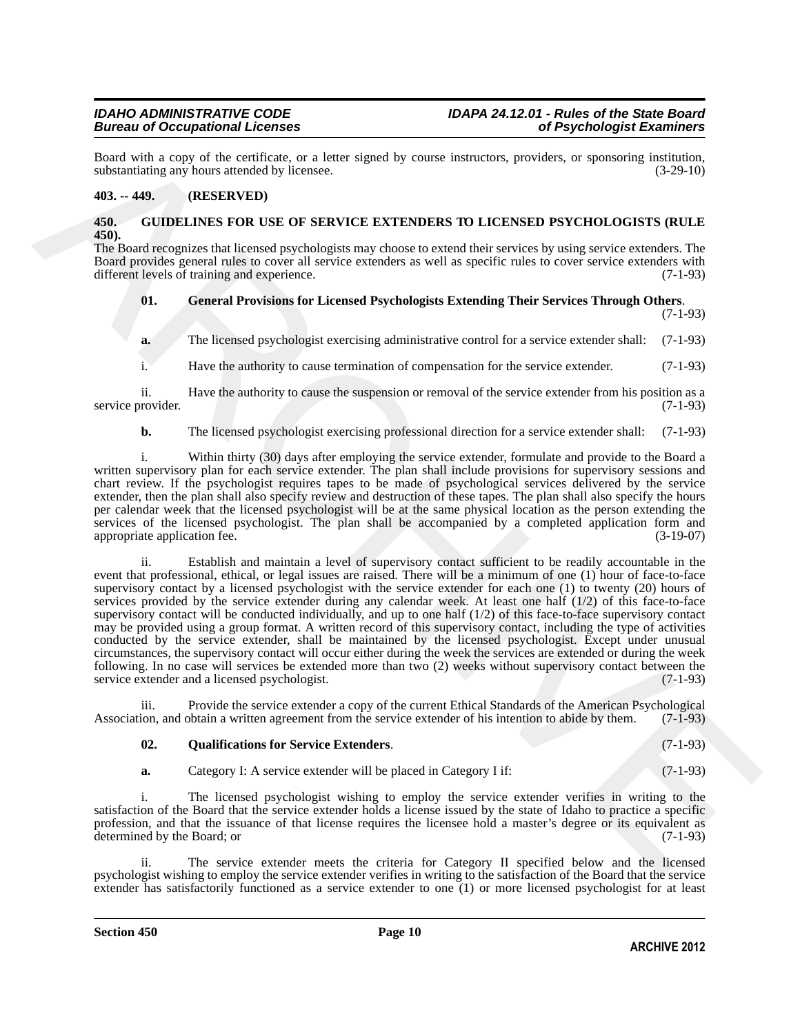Board with a copy of the certificate, or a letter signed by course instructors, providers, or sponsoring institution, substantiating any hours attended by licensee. (3-29-10)

**403. -- 449. (RESERVED)**

## 450. GUIDELINES FOR USE OF SERVICE EXTENDERS TO LICENSED PSYCHOLOGISTS (RULE 450).

The Board recognizes that licensed psychologists may choose to extend their services by using service extenders. The Board provides general rules to cover all service extenders as well as specific rules to cover service extenders with different levels of training and experience. (7-1-93)

**01. General Provisions for Licensed Psychologists Extending Their Services Through Others**. (7-1-93)

**a.** The licensed psychologist exercising administrative control for a service extender shall: (7-1-93)

i. Have the authority to cause termination of compensation for the service extender. (7-1-93)

ii. Have the authority to cause the suspension or removal of the service extender from his position as a service provider. (7-1-93)

**b.** The licensed psychologist exercising professional direction for a service extender shall: (7-1-93)

i. Within thirty (30) days after employing the service extender, formulate and provide to the Board a written supervisory plan for each service extender. The plan shall include provisions for supervisory sessions and chart review. If the psychologist requires tapes to be made of psychological services delivered by the service extender, then the plan shall also specify review and destruction of these tapes. The plan shall also specify the hours per calendar week that the licensed psychologist will be at the same physical location as the person extending the services of the licensed psychologist. The plan shall be accompanied by a completed application form and appropriate application fee. (3-19-07)

ii. Establish and maintain a level of supervisory contact sufficient to be readily accountable in the event that professional, ethical, or legal issues are raised. There will be a minimum of one (1) hour of face-to-face supervisory contact by a licensed psychologist with the service extender for each one (1) to twenty (20) hours of services provided by the service extender during any calendar week. At least one half (1/2) of this face-to-face supervisory contact will be conducted individually, and up to one half (1/2) of this face-to-face supervisory contact may be provided using a group format. A written record of this supervisory contact, including the type of activities conducted by the service extender, shall be maintained by the licensed psychologist. Except under unusual circumstances, the supervisory contact will occur either during the week the services are extended or during the week following. In no case will services be extended more than two (2) weeks without supervisory contact between the service extender and a licensed psychologist. (7-1-93)

iii. Provide the service extender a copy of the current Ethical Standards of the American Psychological Association, and obtain a written agreement from the service extender of his intention to abide by them. (7-1-93)

**02. Qualifications for Service Extenders**. (7-1-93)

**a.** Category I: A service extender will be placed in Category I if: (7-1-93)

i. The licensed psychologist wishing to employ the service extender verifies in writing to the satisfaction of the Board that the service extender holds a license issued by the state of Idaho to practice a specific profession, and that the issuance of that license requires the licensee hold a master's degree or its equivalent as determined by the Board; or (7-1-93)

ii. The service extender meets the criteria for Category II specified below and the licensed psychologist wishing to employ the service extender verifies in writing to the satisfaction of the Board that the service extender has satisfactorily functioned as a service extender to one (1) or more licensed psychologist for at least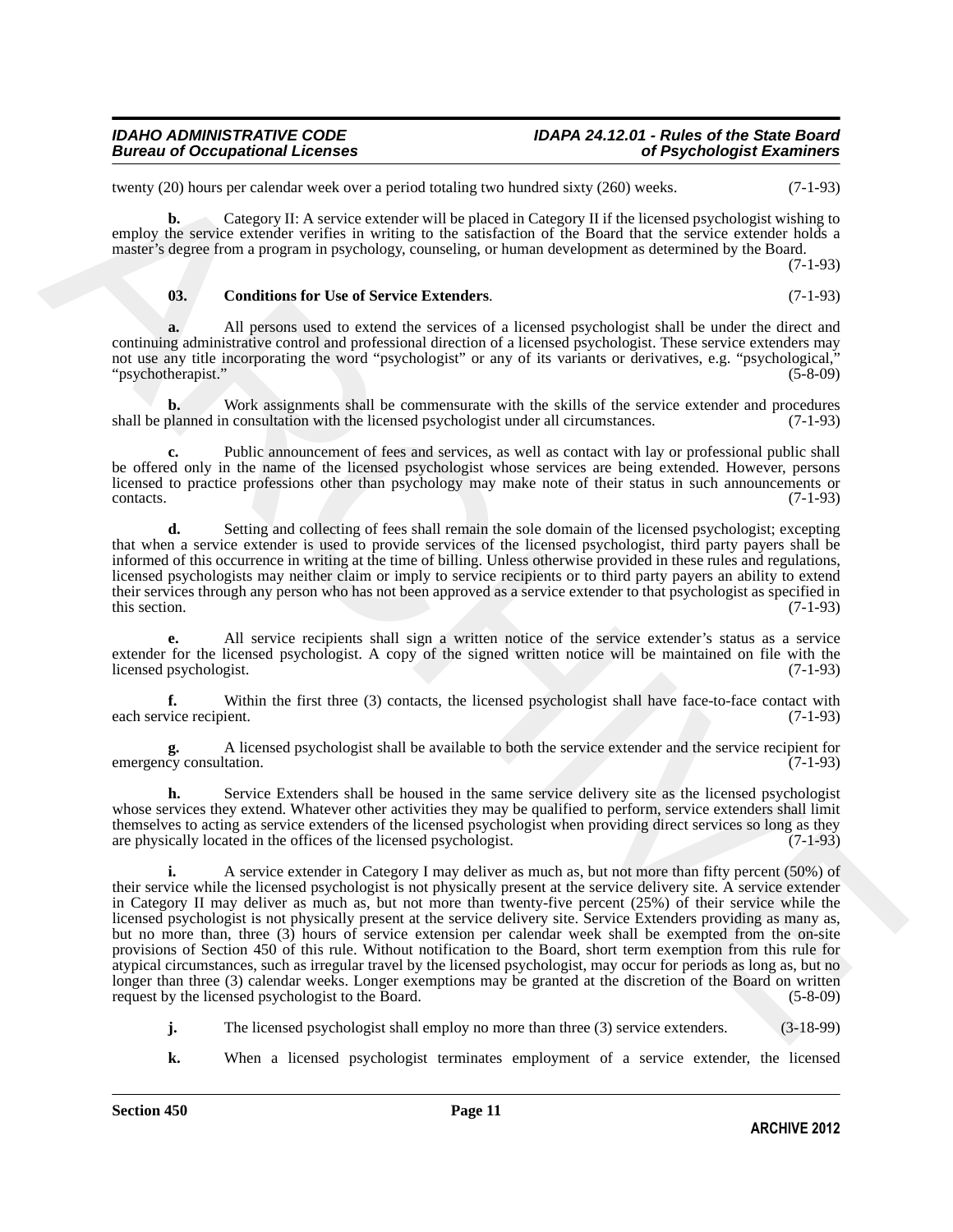twenty (20) hours per calendar week over a period totaling two hundred sixty (260) weeks. (7-1-93)

**b.** Category II: A service extender will be placed in Category II if the licensed psychologist wishing to employ the service extender verifies in writing to the satisfaction of the Board that the service extender holds a master's degree from a program in psychology, counseling, or human development as determined by the Board. (7-1-93)

**03. Conditions for Use of Service Extenders**. (7-1-93)

**a.** All persons used to extend the services of a licensed psychologist shall be under the direct and continuing administrative control and professional direction of a licensed psychologist. These service extenders may not use any title incorporating the word "psychologist" or any of its variants or derivatives, e.g. "psychological," "psychotherapist." (5-8-09)

**b.** Work assignments shall be commensurate with the skills of the service extender and procedures shall be planned in consultation with the licensed psychologist under all circumstances. (7-1-93)

**c.** Public announcement of fees and services, as well as contact with lay or professional public shall be offered only in the name of the licensed psychologist whose services are being extended. However, persons licensed to practice professions other than psychology may make note of their status in such announcements or contacts. (7-1-93)

**d.** Setting and collecting of fees shall remain the sole domain of the licensed psychologist; excepting that when a service extender is used to provide services of the licensed psychologist, third party payers shall be informed of this occurrence in writing at the time of billing. Unless otherwise provided in these rules and regulations, licensed psychologists may neither claim or imply to service recipients or to third party payers an ability to extend their services through any person who has not been approved as a service extender to that psychologist as specified in this section. (7-1-93)

**e.** All service recipients shall sign a written notice of the service extender's status as a service extender for the licensed psychologist. A copy of the signed written notice will be maintained on file with the licensed psychologist. (7-1-93)

**f.** Within the first three (3) contacts, the licensed psychologist shall have face-to-face contact with each service recipient. (7-1-93)

**g.** A licensed psychologist shall be available to both the service extender and the service recipient for emergency consultation. (7-1-93)

**h.** Service Extenders shall be housed in the same service delivery site as the licensed psychologist whose services they extend. Whatever other activities they may be qualified to perform, service extenders shall limit themselves to acting as service extenders of the licensed psychologist when providing direct services so long as they are physically located in the offices of the licensed psychologist. (7-1-93)

**i.** A service extender in Category I may deliver as much as, but not more than fifty percent (50%) of their service while the licensed psychologist is not physically present at the service delivery site. A service extender in Category II may deliver as much as, but not more than twenty-five percent (25%) of their service while the licensed psychologist is not physically present at the service delivery site. Service Extenders providing as many as, but no more than, three (3) hours of service extension per calendar week shall be exempted from the on-site provisions of Section 450 of this rule. Without notification to the Board, short term exemption from this rule for atypical circumstances, such as irregular travel by the licensed psychologist, may occur for periods as long as, but no longer than three (3) calendar weeks. Longer exemptions may be granted at the discretion of the Board on written request by the licensed psychologist to the Board. (5-8-09)

**j.** The licensed psychologist shall employ no more than three (3) service extenders. (3-18-99)

**k.** When a licensed psychologist terminates employment of a service extender, the licensed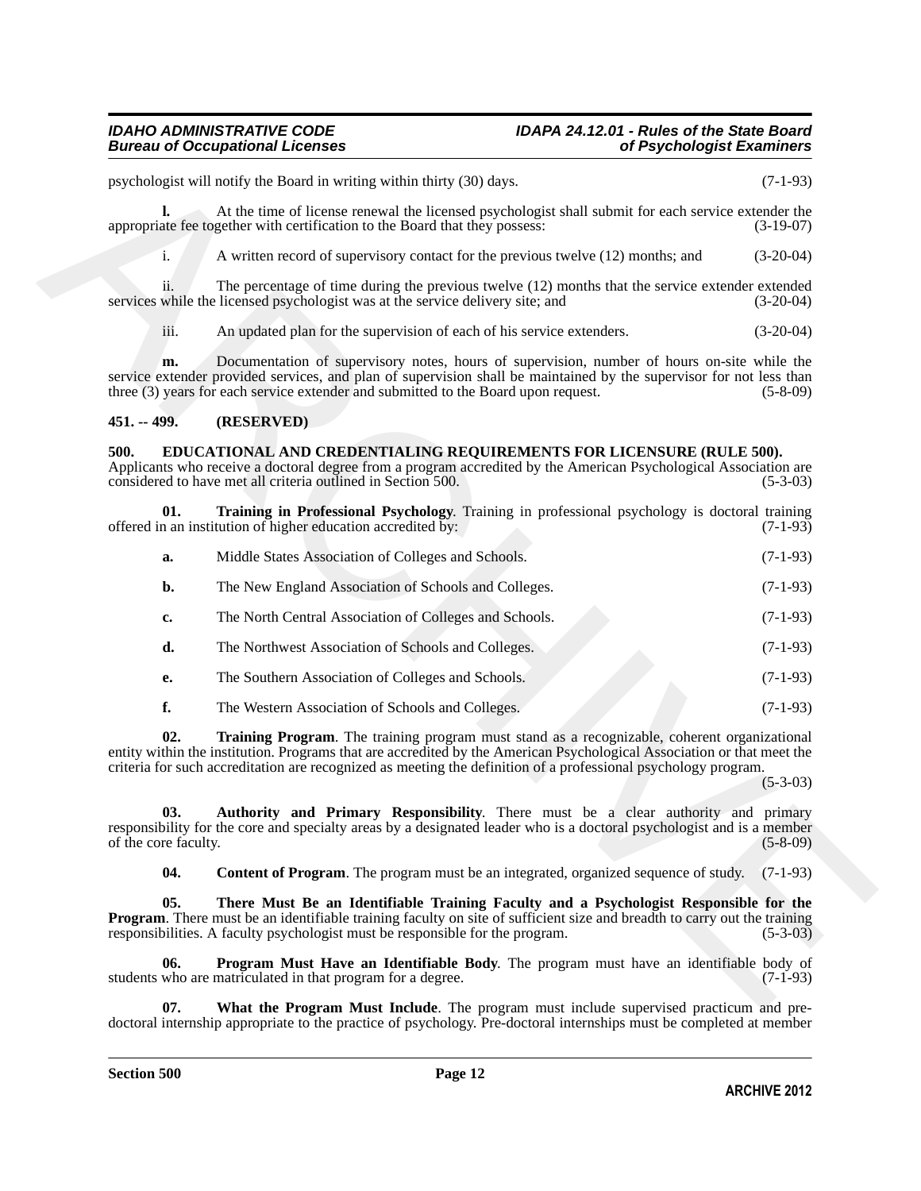psychologist will notify the Board in writing within thirty (30) days. (7-1-93)

**l.** At the time of license renewal the licensed psychologist shall submit for each service extender the appropriate fee together with certification to the Board that they possess: (3-19-07)

i. A written record of supervisory contact for the previous twelve (12) months; and (3-20-04)

ii. The percentage of time during the previous twelve (12) months that the service extender extended services while the licensed psychologist was at the service delivery site; and (3-20-04)

iii. An updated plan for the supervision of each of his service extenders. (3-20-04)

**m.** Documentation of supervisory notes, hours of supervision, number of hours on-site while the service extender provided services, and plan of supervision shall be maintained by the supervisor for not less than three (3) years for each service extender and submitted to the Board upon request. (5-8-09)

## 451. -- 499. (RESERVED)

## 500. EDUCATIONAL AND CREDENTIALING REQUIREMENTS FOR LICENSURE (RULE 500).

Applicants who receive a doctoral degree from a program accredited by the American Psychological Association are considered to have met all criteria outlined in Section 500. (5-3-03)

**01. Training in Professional Psychology**. Training in professional psychology is doctoral training offered in an institution of higher education accredited by: (7-1-93)

**a.** Middle States Association of Colleges and Schools. (7-1-93)

**b.** The New England Association of Schools and Colleges. (7-1-93)

**c.** The North Central Association of Colleges and Schools. (7-1-93)

**d.** The Northwest Association of Schools and Colleges. (7-1-93)

**e.** The Southern Association of Colleges and Schools. (7-1-93)

**f.** The Western Association of Schools and Colleges. (7-1-93)

**02. Training Program**. The training program must stand as a recognizable, coherent organizational entity within the institution. Programs that are accredited by the American Psychological Association or that meet the criteria for such accreditation are recognized as meeting the definition of a professional psychology program. (5-3-03)

**03. Authority and Primary Responsibility**. There must be a clear authority and primary responsibility for the core and specialty areas by a designated leader who is a doctoral psychologist and is a member of the core faculty. (5-8-09)

**04. Content of Program**. The program must be an integrated, organized sequence of study. (7-1-93)

**05. There Must Be an Identifiable Training Faculty and a Psychologist Responsible for the Program**. There must be an identifiable training faculty on site of sufficient size and breadth to carry out the training responsibilities. A faculty psychologist must be responsible for the program. (5-3-03)

**06. Program Must Have an Identifiable Body**. The program must have an identifiable body of students who are matriculated in that program for a degree. (7-1-93)

**07. What the Program Must Include**. The program must include supervised practicum and pre-doctoral internship appropriate to the practice of psychology. Pre-doctoral internships must be completed at member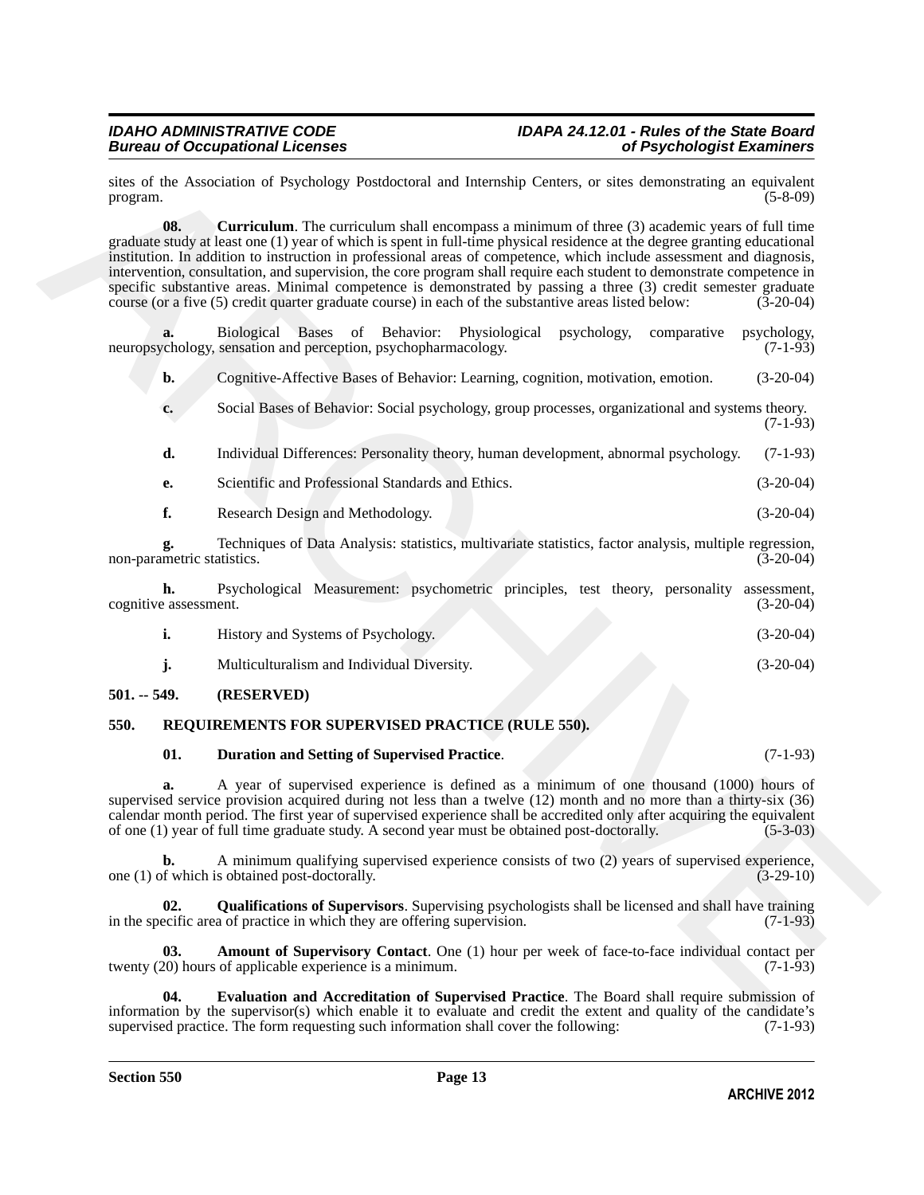sites of the Association of Psychology Postdoctoral and Internship Centers, or sites demonstrating an equivalent program. (5-8-09)

**08. Curriculum**. The curriculum shall encompass a minimum of three (3) academic years of full time graduate study at least one (1) year of which is spent in full-time physical residence at the degree granting educational institution. In addition to instruction in professional areas of competence, which include assessment and diagnosis, intervention, consultation, and supervision, the core program shall require each student to demonstrate competence in specific substantive areas. Minimal competence is demonstrated by passing a three (3) credit semester graduate course (or a five (5) credit quarter graduate course) in each of the substantive areas listed below: (3-20-04)

**a.** Biological Bases of Behavior: Physiological psychology, comparative psychology, neuropsychology, sensation and perception, psychopharmacology. (7-1-93)

**b.** Cognitive-Affective Bases of Behavior: Learning, cognition, motivation, emotion. (3-20-04)

**c.** Social Bases of Behavior: Social psychology, group processes, organizational and systems theory. (7-1-93)

**d.** Individual Differences: Personality theory, human development, abnormal psychology. (7-1-93)

**e.** Scientific and Professional Standards and Ethics. (3-20-04)

**f.** Research Design and Methodology. (3-20-04)

**g.** Techniques of Data Analysis: statistics, multivariate statistics, factor analysis, multiple regression, non-parametric statistics. (3-20-04)

**h.** Psychological Measurement: psychometric principles, test theory, personality assessment, cognitive assessment. (3-20-04)

**i.** History and Systems of Psychology. (3-20-04)

**j.** Multiculturalism and Individual Diversity. (3-20-04)

## 501. -- 549. (RESERVED)

## 550. REQUIREMENTS FOR SUPERVISED PRACTICE (RULE 550).

**01. Duration and Setting of Supervised Practice**. (7-1-93)

**a.** A year of supervised experience is defined as a minimum of one thousand (1000) hours of supervised service provision acquired during not less than a twelve (12) month and no more than a thirty-six (36) calendar month period. The first year of supervised experience shall be accredited only after acquiring the equivalent of one (1) year of full time graduate study. A second year must be obtained post-doctorally. (5-3-03)

**b.** A minimum qualifying supervised experience consists of two (2) years of supervised experience, one (1) of which is obtained post-doctorally. (3-29-10)

**02. Qualifications of Supervisors**. Supervising psychologists shall be licensed and shall have training in the specific area of practice in which they are offering supervision. (7-1-93)

**03. Amount of Supervisory Contact**. One (1) hour per week of face-to-face individual contact per twenty (20) hours of applicable experience is a minimum. (7-1-93)

**04. Evaluation and Accreditation of Supervised Practice**. The Board shall require submission of information by the supervisor(s) which enable it to evaluate and credit the extent and quality of the candidate's supervised practice. The form requesting such information shall cover the following: (7-1-93)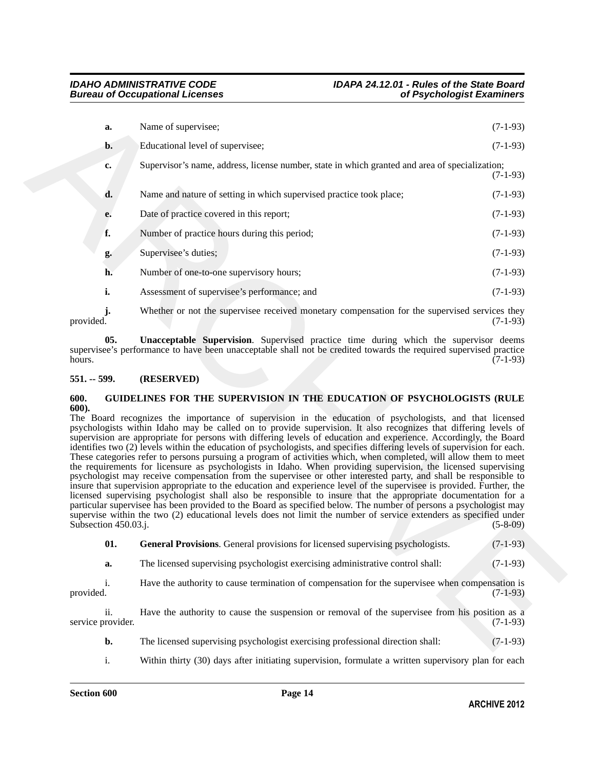**a.** Name of supervisee; (7-1-93)

**b.** Educational level of supervisee; (7-1-93)

**c.** Supervisor's name, address, license number, state in which granted and area of specialization; (7-1-93)

**d.** Name and nature of setting in which supervised practice took place; (7-1-93)

**e.** Date of practice covered in this report; (7-1-93)

**f.** Number of practice hours during this period; (7-1-93)

**g.** Supervisee's duties; (7-1-93)

**h.** Number of one-to-one supervisory hours; (7-1-93)

**i.** Assessment of supervisee's performance; and (7-1-93)

**j.** Whether or not the supervisee received monetary compensation for the supervised services they provided. (7-1-93)

**05. Unacceptable Supervision**. Supervised practice time during which the supervisor deems supervisee's performance to have been unacceptable shall not be credited towards the required supervised practice hours. (7-1-93)

**551. -- 599. (RESERVED)**

**600. GUIDELINES FOR THE SUPERVISION IN THE EDUCATION OF PSYCHOLOGISTS (RULE 600).**

The Board recognizes the importance of supervision in the education of psychologists, and that licensed psychologists within Idaho may be called on to provide supervision. It also recognizes that differing levels of supervision are appropriate for persons with differing levels of education and experience. Accordingly, the Board identifies two (2) levels within the education of psychologists, and specifies differing levels of supervision for each. These categories refer to persons pursuing a program of activities which, when completed, will allow them to meet the requirements for licensure as psychologists in Idaho. When providing supervision, the licensed supervising psychologist may receive compensation from the supervisee or other interested party, and shall be responsible to insure that supervision appropriate to the education and experience level of the supervisee is provided. Further, the licensed supervising psychologist shall also be responsible to insure that the appropriate documentation for a particular supervisee has been provided to the Board as specified below. The number of persons a psychologist may supervise within the two (2) educational levels does not limit the number of service extenders as specified under Subsection 450.03.j. (5-8-09)

**01. General Provisions**. General provisions for licensed supervising psychologists. (7-1-93)

**a.** The licensed supervising psychologist exercising administrative control shall: (7-1-93)

i. Have the authority to cause termination of compensation for the supervisee when compensation is provided. (7-1-93)

ii. Have the authority to cause the suspension or removal of the supervisee from his position as a service provider. (7-1-93)

**b.** The licensed supervising psychologist exercising professional direction shall: (7-1-93)

i. Within thirty (30) days after initiating supervision, formulate a written supervisory plan for each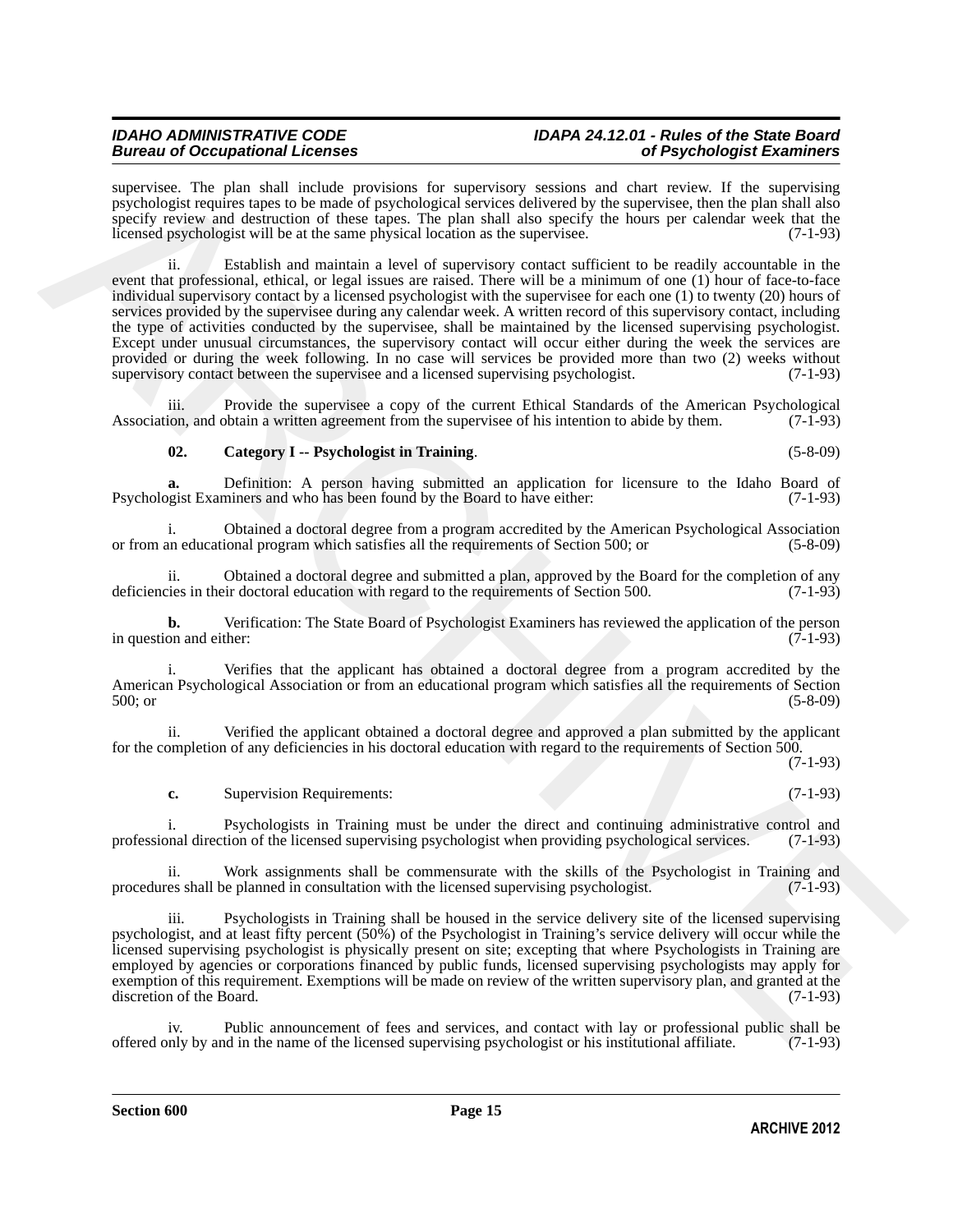supervisee. The plan shall include provisions for supervisory sessions and chart review. If the supervising psychologist requires tapes to be made of psychological services delivered by the supervisee, then the plan shall also specify review and destruction of these tapes. The plan shall also specify the hours per calendar week that the licensed psychologist will be at the same physical location as the supervisee. (7-1-93)

ii. Establish and maintain a level of supervisory contact sufficient to be readily accountable in the event that professional, ethical, or legal issues are raised. There will be a minimum of one (1) hour of face-to-face individual supervisory contact by a licensed psychologist with the supervisee for each one (1) to twenty (20) hours of services provided by the supervisee during any calendar week. A written record of this supervisory contact, including the type of activities conducted by the supervisee, shall be maintained by the licensed supervising psychologist. Except under unusual circumstances, the supervisory contact will occur either during the week the services are provided or during the week following. In no case will services be provided more than two (2) weeks without supervisory contact between the supervisee and a licensed supervising psychologist. (7-1-93)

iii. Provide the supervisee a copy of the current Ethical Standards of the American Psychological Association, and obtain a written agreement from the supervisee of his intention to abide by them. (7-1-93)

**02. Category I -- Psychologist in Training**. (5-8-09)

**a.** Definition: A person having submitted an application for licensure to the Idaho Board of Psychologist Examiners and who has been found by the Board to have either: (7-1-93)

i. Obtained a doctoral degree from a program accredited by the American Psychological Association or from an educational program which satisfies all the requirements of Section 500; or (5-8-09)

ii. Obtained a doctoral degree and submitted a plan, approved by the Board for the completion of any deficiencies in their doctoral education with regard to the requirements of Section 500. (7-1-93)

**b.** Verification: The State Board of Psychologist Examiners has reviewed the application of the person in question and either: (7-1-93)

i. Verifies that the applicant has obtained a doctoral degree from a program accredited by the American Psychological Association or from an educational program which satisfies all the requirements of Section 500; or (5-8-09)

ii. Verified the applicant obtained a doctoral degree and approved a plan submitted by the applicant for the completion of any deficiencies in his doctoral education with regard to the requirements of Section 500. (7-1-93)

**c.** Supervision Requirements: (7-1-93)

i. Psychologists in Training must be under the direct and continuing administrative control and professional direction of the licensed supervising psychologist when providing psychological services. (7-1-93)

ii. Work assignments shall be commensurate with the skills of the Psychologist in Training and procedures shall be planned in consultation with the licensed supervising psychologist. (7-1-93)

iii. Psychologists in Training shall be housed in the service delivery site of the licensed supervising psychologist, and at least fifty percent (50%) of the Psychologist in Training's service delivery will occur while the licensed supervising psychologist is physically present on site; excepting that where Psychologists in Training are employed by agencies or corporations financed by public funds, licensed supervising psychologists may apply for exemption of this requirement. Exemptions will be made on review of the written supervisory plan, and granted at the discretion of the Board. (7-1-93)

iv. Public announcement of fees and services, and contact with lay or professional public shall be offered only by and in the name of the licensed supervising psychologist or his institutional affiliate. (7-1-93)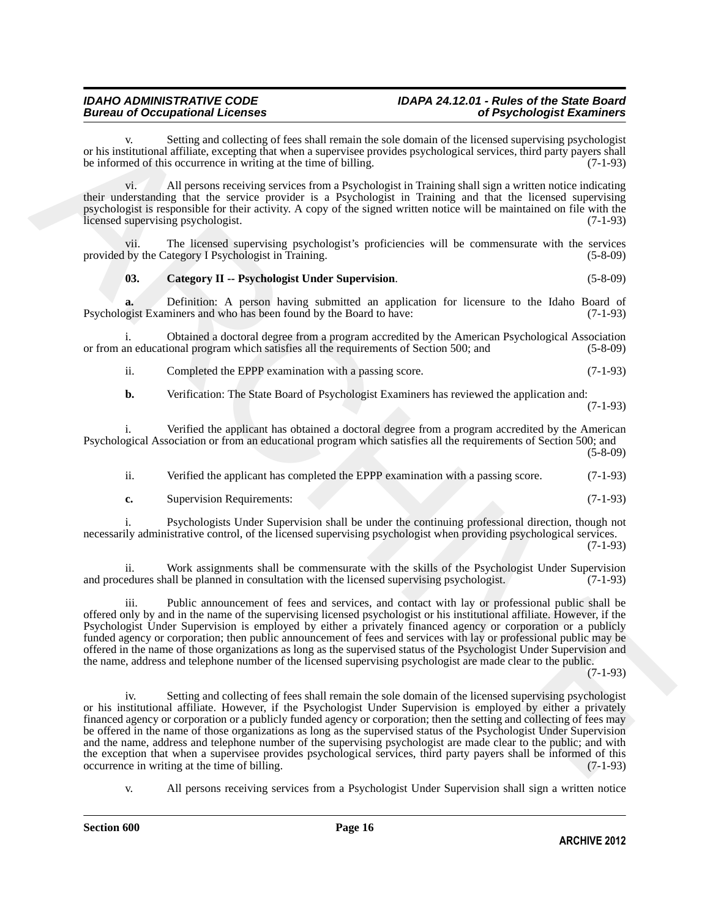v. Setting and collecting of fees shall remain the sole domain of the licensed supervising psychologist or his institutional affiliate, excepting that when a supervisee provides psychological services, third party payers shall be informed of this occurrence in writing at the time of billing. (7-1-93)

vi. All persons receiving services from a Psychologist in Training shall sign a written notice indicating their understanding that the service provider is a Psychologist in Training and that the licensed supervising psychologist is responsible for their activity. A copy of the signed written notice will be maintained on file with the licensed supervising psychologist. (7-1-93)

vii. The licensed supervising psychologist's proficiencies will be commensurate with the services provided by the Category I Psychologist in Training. (5-8-09)

**03. Category II -- Psychologist Under Supervision**. (5-8-09)

**a.** Definition: A person having submitted an application for licensure to the Idaho Board of Psychologist Examiners and who has been found by the Board to have: (7-1-93)

i. Obtained a doctoral degree from a program accredited by the American Psychological Association or from an educational program which satisfies all the requirements of Section 500; and (5-8-09)

ii. Completed the EPPP examination with a passing score. (7-1-93)

**b.** Verification: The State Board of Psychologist Examiners has reviewed the application and: (7-1-93)

i. Verified the applicant has obtained a doctoral degree from a program accredited by the American Psychological Association or from an educational program which satisfies all the requirements of Section 500; and (5-8-09)

ii. Verified the applicant has completed the EPPP examination with a passing score. (7-1-93)

**c.** Supervision Requirements: (7-1-93)

i. Psychologists Under Supervision shall be under the continuing professional direction, though not necessarily administrative control, of the licensed supervising psychologist when providing psychological services. (7-1-93)

ii. Work assignments shall be commensurate with the skills of the Psychologist Under Supervision and procedures shall be planned in consultation with the licensed supervising psychologist. (7-1-93)

iii. Public announcement of fees and services, and contact with lay or professional public shall be offered only by and in the name of the supervising licensed psychologist or his institutional affiliate. However, if the Psychologist Under Supervision is employed by either a privately financed agency or corporation or a publicly funded agency or corporation; then public announcement of fees and services with lay or professional public may be offered in the name of those organizations as long as the supervised status of the Psychologist Under Supervision and the name, address and telephone number of the licensed supervising psychologist are made clear to the public. (7-1-93)

iv. Setting and collecting of fees shall remain the sole domain of the licensed supervising psychologist or his institutional affiliate. However, if the Psychologist Under Supervision is employed by either a privately financed agency or corporation or a publicly funded agency or corporation; then the setting and collecting of fees may be offered in the name of those organizations as long as the supervised status of the Psychologist Under Supervision and the name, address and telephone number of the supervising psychologist are made clear to the public; and with the exception that when a supervisee provides psychological services, third party payers shall be informed of this occurrence in writing at the time of billing. (7-1-93)

v. All persons receiving services from a Psychologist Under Supervision shall sign a written notice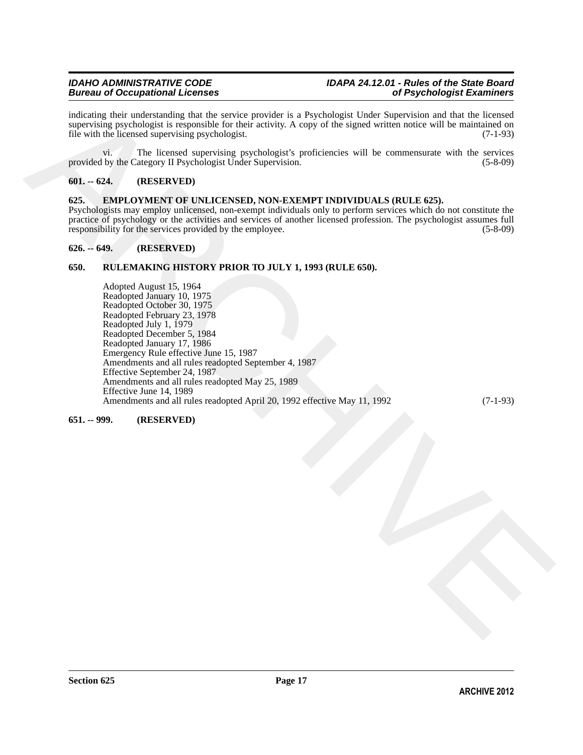indicating their understanding that the service provider is a Psychologist Under Supervision and that the licensed supervising psychologist is responsible for their activity. A copy of the signed written notice will be maintained on file with the licensed supervising psychologist. (7-1-93)

vi. The licensed supervising psychologist's proficiencies will be commensurate with the services provided by the Category II Psychologist Under Supervision. (5-8-09)

### 601. -- 624. (RESERVED)

### 625. EMPLOYMENT OF UNLICENSED, NON-EXEMPT INDIVIDUALS (RULE 625).

Psychologists may employ unlicensed, non-exempt individuals only to perform services which do not constitute the practice of psychology or the activities and services of another licensed profession. The psychologist assumes full responsibility for the services provided by the employee. (5-8-09)

### 626. -- 649. (RESERVED)

### 650. RULEMAKING HISTORY PRIOR TO JULY 1, 1993 (RULE 650).

Adopted August 15, 1964
Readopted January 10, 1975
Readopted October 30, 1975
Readopted February 23, 1978
Readopted July 1, 1979
Readopted December 5, 1984
Readopted January 17, 1986
Emergency Rule effective June 15, 1987
Amendments and all rules readopted September 4, 1987
Effective September 24, 1987
Amendments and all rules readopted May 25, 1989
Effective June 14, 1989
Amendments and all rules readopted April 20, 1992 effective May 11, 1992 (7-1-93)

### 651. -- 999. (RESERVED)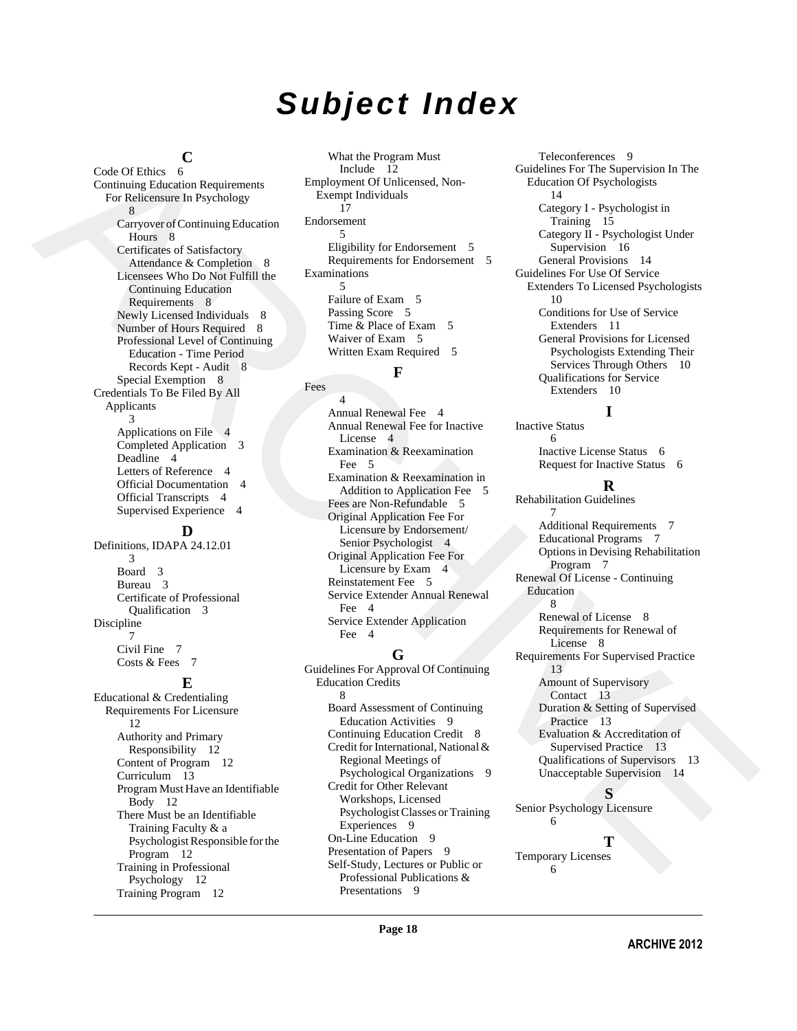# Subject Index

**C**

Code Of Ethics 6
Continuing Education Requirements For Relicensure In Psychology 8
- Carryover of Continuing Education Hours 8
- Certificates of Satisfactory Attendance & Completion 8
- Licensees Who Do Not Fulfill the Continuing Education Requirements 8
- Newly Licensed Individuals 8
- Number of Hours Required 8
- Professional Level of Continuing Education - Time Period Records Kept - Audit 8
- Special Exemption 8

Credentials To Be Filed By All Applicants 3
- Applications on File 4
- Completed Application 3
- Deadline 4
- Letters of Reference 4
- Official Documentation 4
- Official Transcripts 4
- Supervised Experience 4

**D**

Definitions, IDAPA 24.12.01 3
- Board 3
- Bureau 3
- Certificate of Professional Qualification 3

Discipline 7
- Civil Fine 7
- Costs & Fees 7

**E**

Educational & Credentialing Requirements For Licensure 12
- Authority and Primary Responsibility 12
- Content of Program 12
- Curriculum 13
- Program Must Have an Identifiable Body 12
- There Must be an Identifiable Training Faculty & a Psychologist Responsible for the Program 12
- Training in Professional Psychology 12
- Training Program 12
- What the Program Must Include 12

Employment Of Unlicensed, Non-Exempt Individuals 17

Endorsement 5
- Eligibility for Endorsement 5
- Requirements for Endorsement 5

Examinations 5
- Failure of Exam 5
- Passing Score 5
- Time & Place of Exam 5
- Waiver of Exam 5
- Written Exam Required 5

**F**

Fees 4
- Annual Renewal Fee 4
- Annual Renewal Fee for Inactive License 4
- Examination & Reexamination Fee 5
- Examination & Reexamination in Addition to Application Fee 5
- Fees are Non-Refundable 5
- Original Application Fee For Licensure by Endorsement/ Senior Psychologist 4
- Original Application Fee For Licensure by Exam 4
- Reinstatement Fee 5
- Service Extender Annual Renewal Fee 4
- Service Extender Application Fee 4

**G**

Guidelines For Approval Of Continuing Education Credits 8
- Board Assessment of Continuing Education Activities 9
- Continuing Education Credit 8
- Credit for International, National & Regional Meetings of Psychological Organizations 9
- Credit for Other Relevant Workshops, Licensed Psychologist Classes or Training Experiences 9
- On-Line Education 9
- Presentation of Papers 9
- Self-Study, Lectures or Public or Professional Publications & Presentations 9
- Teleconferences 9

Guidelines For The Supervision In The Education Of Psychologists 14
- Category I - Psychologist in Training 15
- Category II - Psychologist Under Supervision 16
- General Provisions 14

Guidelines For Use Of Service Extenders To Licensed Psychologists 10
- Conditions for Use of Service Extenders 11
- General Provisions for Licensed Psychologists Extending Their Services Through Others 10
- Qualifications for Service Extenders 10

**I**

Inactive Status 6
- Inactive License Status 6
- Request for Inactive Status 6

**R**

Rehabilitation Guidelines 7
- Additional Requirements 7
- Educational Programs 7
- Options in Devising Rehabilitation Program 7

Renewal Of License - Continuing Education 8
- Renewal of License 8
- Requirements for Renewal of License 8

Requirements For Supervised Practice 13
- Amount of Supervisory Contact 13
- Duration & Setting of Supervised Practice 13
- Evaluation & Accreditation of Supervised Practice 13
- Qualifications of Supervisors 13
- Unacceptable Supervision 14

**S**

Senior Psychology Licensure 6

**T**

Temporary Licenses 6